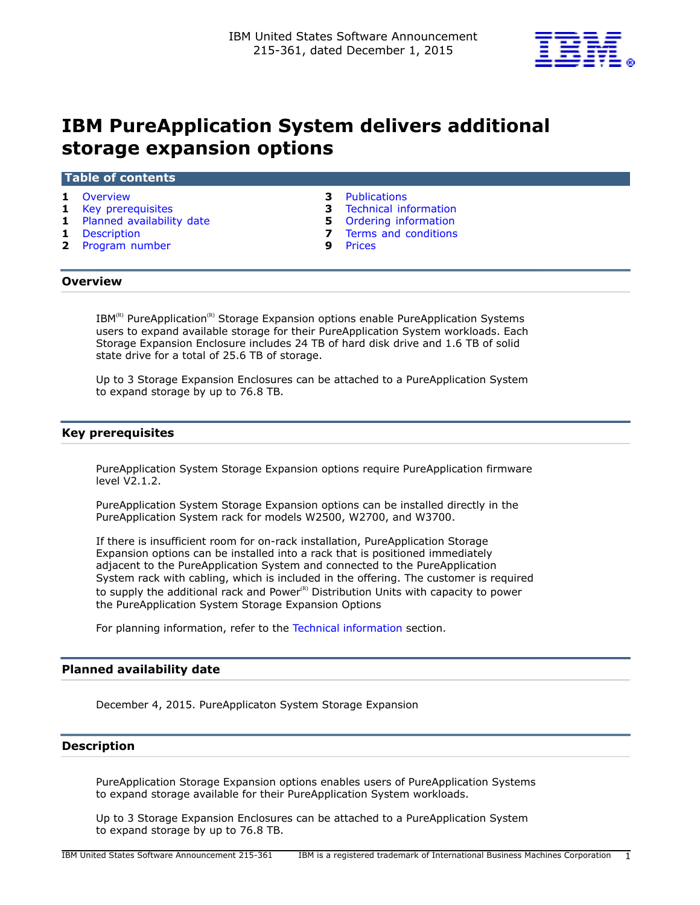IBM United States Software Announcement
215-361, dated December 1, 2015

# IBM PureApplication System delivers additional storage expansion options

## Table of contents

| | | | |
|---|---|---|---|
| 1 | Overview | 3 | Publications |
| 1 | Key prerequisites | 3 | Technical information |
| 1 | Planned availability date | 5 | Ordering information |
| 1 | Description | 7 | Terms and conditions |
| 2 | Program number | 9 | Prices |

## Overview

IBM(R) PureApplication(R) Storage Expansion options enable PureApplication Systems users to expand available storage for their PureApplication System workloads. Each Storage Expansion Enclosure includes 24 TB of hard disk drive and 1.6 TB of solid state drive for a total of 25.6 TB of storage.

Up to 3 Storage Expansion Enclosures can be attached to a PureApplication System to expand storage by up to 76.8 TB.

## Key prerequisites

PureApplication System Storage Expansion options require PureApplication firmware level V2.1.2.

PureApplication System Storage Expansion options can be installed directly in the PureApplication System rack for models W2500, W2700, and W3700.

If there is insufficient room for on-rack installation, PureApplication Storage Expansion options can be installed into a rack that is positioned immediately adjacent to the PureApplication System and connected to the PureApplication System rack with cabling, which is included in the offering. The customer is required to supply the additional rack and Power(R) Distribution Units with capacity to power the PureApplication System Storage Expansion Options

For planning information, refer to the Technical information section.

## Planned availability date

December 4, 2015. PureApplicaton System Storage Expansion

## Description

PureApplication Storage Expansion options enables users of PureApplication Systems to expand storage available for their PureApplication System workloads.

Up to 3 Storage Expansion Enclosures can be attached to a PureApplication System to expand storage by up to 76.8 TB.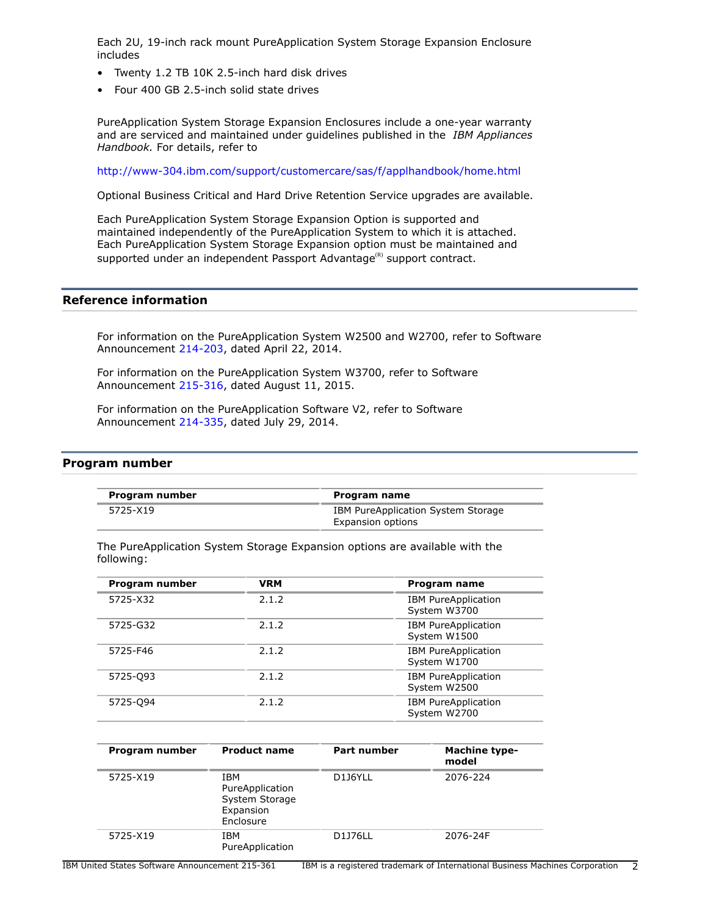Each 2U, 19-inch rack mount PureApplication System Storage Expansion Enclosure includes

- Twenty 1.2 TB 10K 2.5-inch hard disk drives
- Four 400 GB 2.5-inch solid state drives

PureApplication System Storage Expansion Enclosures include a one-year warranty and are serviced and maintained under guidelines published in the *IBM Appliances Handbook.* For details, refer to

http://www-304.ibm.com/support/customercare/sas/f/applhandbook/home.html

Optional Business Critical and Hard Drive Retention Service upgrades are available.

Each PureApplication System Storage Expansion Option is supported and maintained independently of the PureApplication System to which it is attached. Each PureApplication System Storage Expansion option must be maintained and supported under an independent Passport Advantage(R) support contract.

## Reference information

For information on the PureApplication System W2500 and W2700, refer to Software Announcement 214-203, dated April 22, 2014.

For information on the PureApplication System W3700, refer to Software Announcement 215-316, dated August 11, 2015.

For information on the PureApplication Software V2, refer to Software Announcement 214-335, dated July 29, 2014.

## Program number

| Program number | Program name |
|---|---|
| 5725-X19 | IBM PureApplication System Storage Expansion options |

The PureApplication System Storage Expansion options are available with the following:

| Program number | VRM | Program name |
|---|---|---|
| 5725-X32 | 2.1.2 | IBM PureApplication System W3700 |
| 5725-G32 | 2.1.2 | IBM PureApplication System W1500 |
| 5725-F46 | 2.1.2 | IBM PureApplication System W1700 |
| 5725-Q93 | 2.1.2 | IBM PureApplication System W2500 |
| 5725-Q94 | 2.1.2 | IBM PureApplication System W2700 |

| Program number | Product name | Part number | Machine type-model |
|---|---|---|---|
| 5725-X19 | IBM PureApplication System Storage Expansion Enclosure | D1J6YLL | 2076-224 |
| 5725-X19 | IBM PureApplication | D1J76LL | 2076-24F |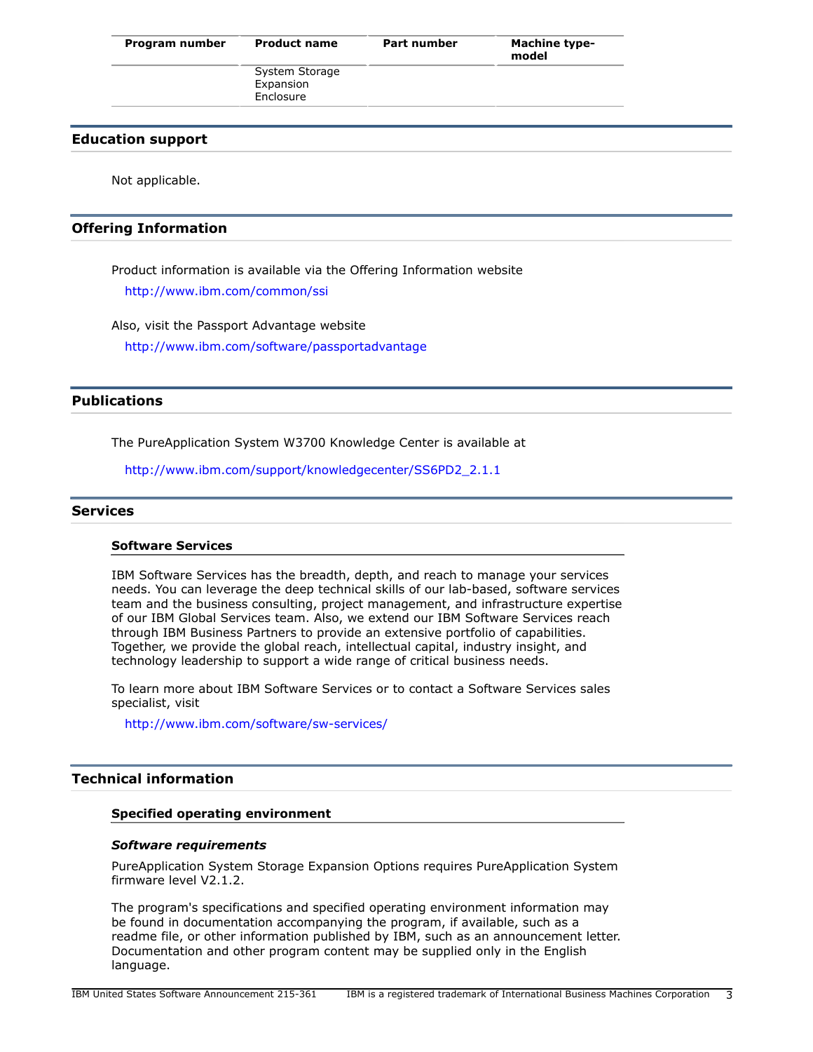| Program number | Product name | Part number | Machine type-model |
|---|---|---|---|
| | System Storage Expansion Enclosure | | |

## Education support

Not applicable.

## Offering Information

Product information is available via the Offering Information website

http://www.ibm.com/common/ssi

Also, visit the Passport Advantage website

http://www.ibm.com/software/passportadvantage

## Publications

The PureApplication System W3700 Knowledge Center is available at

http://www.ibm.com/support/knowledgecenter/SS6PD2_2.1.1

## Services

### Software Services

IBM Software Services has the breadth, depth, and reach to manage your services needs. You can leverage the deep technical skills of our lab-based, software services team and the business consulting, project management, and infrastructure expertise of our IBM Global Services team. Also, we extend our IBM Software Services reach through IBM Business Partners to provide an extensive portfolio of capabilities. Together, we provide the global reach, intellectual capital, industry insight, and technology leadership to support a wide range of critical business needs.

To learn more about IBM Software Services or to contact a Software Services sales specialist, visit

http://www.ibm.com/software/sw-services/

## Technical information

### Specified operating environment

***Software requirements***

PureApplication System Storage Expansion Options requires PureApplication System firmware level V2.1.2.

The program's specifications and specified operating environment information may be found in documentation accompanying the program, if available, such as a readme file, or other information published by IBM, such as an announcement letter. Documentation and other program content may be supplied only in the English language.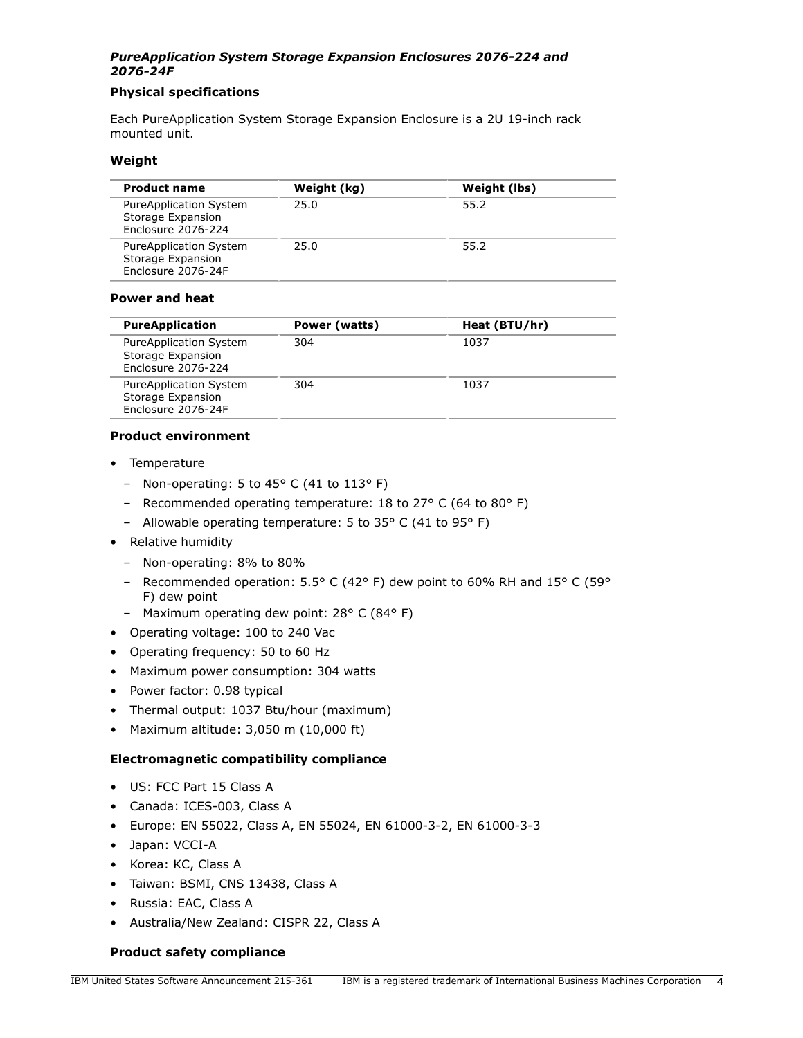### *PureApplication System Storage Expansion Enclosures 2076-224 and 2076-24F*

**Physical specifications**

Each PureApplication System Storage Expansion Enclosure is a 2U 19-inch rack mounted unit.

**Weight**

| Product name | Weight (kg) | Weight (lbs) |
|---|---|---|
| PureApplication System Storage Expansion Enclosure 2076-224 | 25.0 | 55.2 |
| PureApplication System Storage Expansion Enclosure 2076-24F | 25.0 | 55.2 |

**Power and heat**

| PureApplication | Power (watts) | Heat (BTU/hr) |
|---|---|---|
| PureApplication System Storage Expansion Enclosure 2076-224 | 304 | 1037 |
| PureApplication System Storage Expansion Enclosure 2076-24F | 304 | 1037 |

**Product environment**

- Temperature
  - Non-operating: 5 to 45° C (41 to 113° F)
  - Recommended operating temperature: 18 to 27° C (64 to 80° F)
  - Allowable operating temperature: 5 to 35° C (41 to 95° F)
- Relative humidity
  - Non-operating: 8% to 80%
  - Recommended operation: 5.5° C (42° F) dew point to 60% RH and 15° C (59° F) dew point
  - Maximum operating dew point: 28° C (84° F)
- Operating voltage: 100 to 240 Vac
- Operating frequency: 50 to 60 Hz
- Maximum power consumption: 304 watts
- Power factor: 0.98 typical
- Thermal output: 1037 Btu/hour (maximum)
- Maximum altitude: 3,050 m (10,000 ft)

**Electromagnetic compatibility compliance**

- US: FCC Part 15 Class A
- Canada: ICES-003, Class A
- Europe: EN 55022, Class A, EN 55024, EN 61000-3-2, EN 61000-3-3
- Japan: VCCI-A
- Korea: KC, Class A
- Taiwan: BSMI, CNS 13438, Class A
- Russia: EAC, Class A
- Australia/New Zealand: CISPR 22, Class A

**Product safety compliance**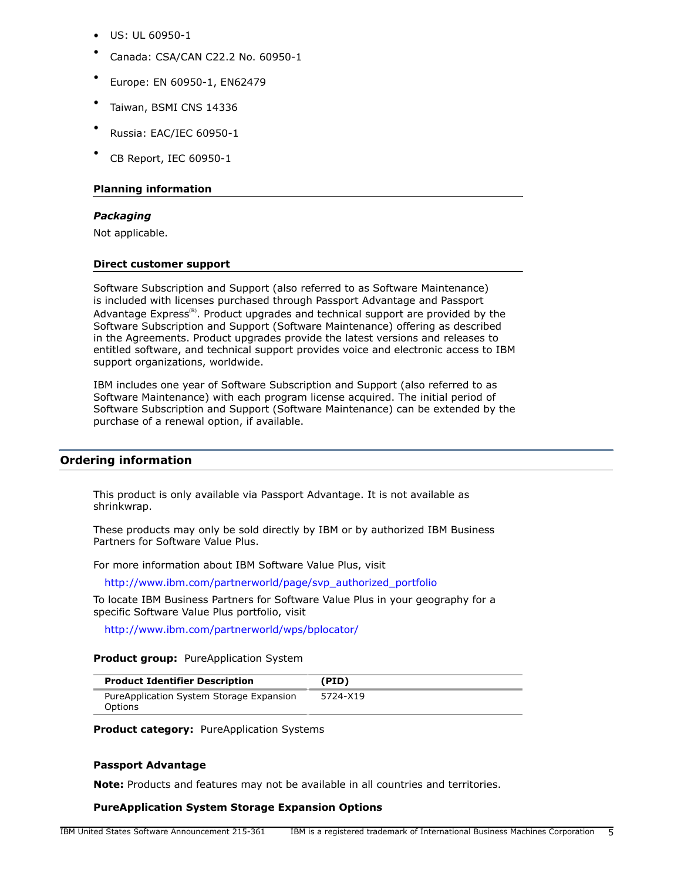- US: UL 60950-1
- Canada: CSA/CAN C22.2 No. 60950-1
- Europe: EN 60950-1, EN62479
- Taiwan, BSMI CNS 14336
- Russia: EAC/IEC 60950-1
- CB Report, IEC 60950-1

### Planning information

#### *Packaging*

Not applicable.

### Direct customer support

Software Subscription and Support (also referred to as Software Maintenance) is included with licenses purchased through Passport Advantage and Passport Advantage Express(R). Product upgrades and technical support are provided by the Software Subscription and Support (Software Maintenance) offering as described in the Agreements. Product upgrades provide the latest versions and releases to entitled software, and technical support provides voice and electronic access to IBM support organizations, worldwide.

IBM includes one year of Software Subscription and Support (also referred to as Software Maintenance) with each program license acquired. The initial period of Software Subscription and Support (Software Maintenance) can be extended by the purchase of a renewal option, if available.

## Ordering information

This product is only available via Passport Advantage. It is not available as shrinkwrap.

These products may only be sold directly by IBM or by authorized IBM Business Partners for Software Value Plus.

For more information about IBM Software Value Plus, visit

http://www.ibm.com/partnerworld/page/svp_authorized_portfolio

To locate IBM Business Partners for Software Value Plus in your geography for a specific Software Value Plus portfolio, visit

http://www.ibm.com/partnerworld/wps/bplocator/

**Product group:** PureApplication System

| Product Identifier Description | (PID) |
| --- | --- |
| PureApplication System Storage Expansion Options | 5724-X19 |

**Product category:** PureApplication Systems

**Passport Advantage**

**Note:** Products and features may not be available in all countries and territories.

**PureApplication System Storage Expansion Options**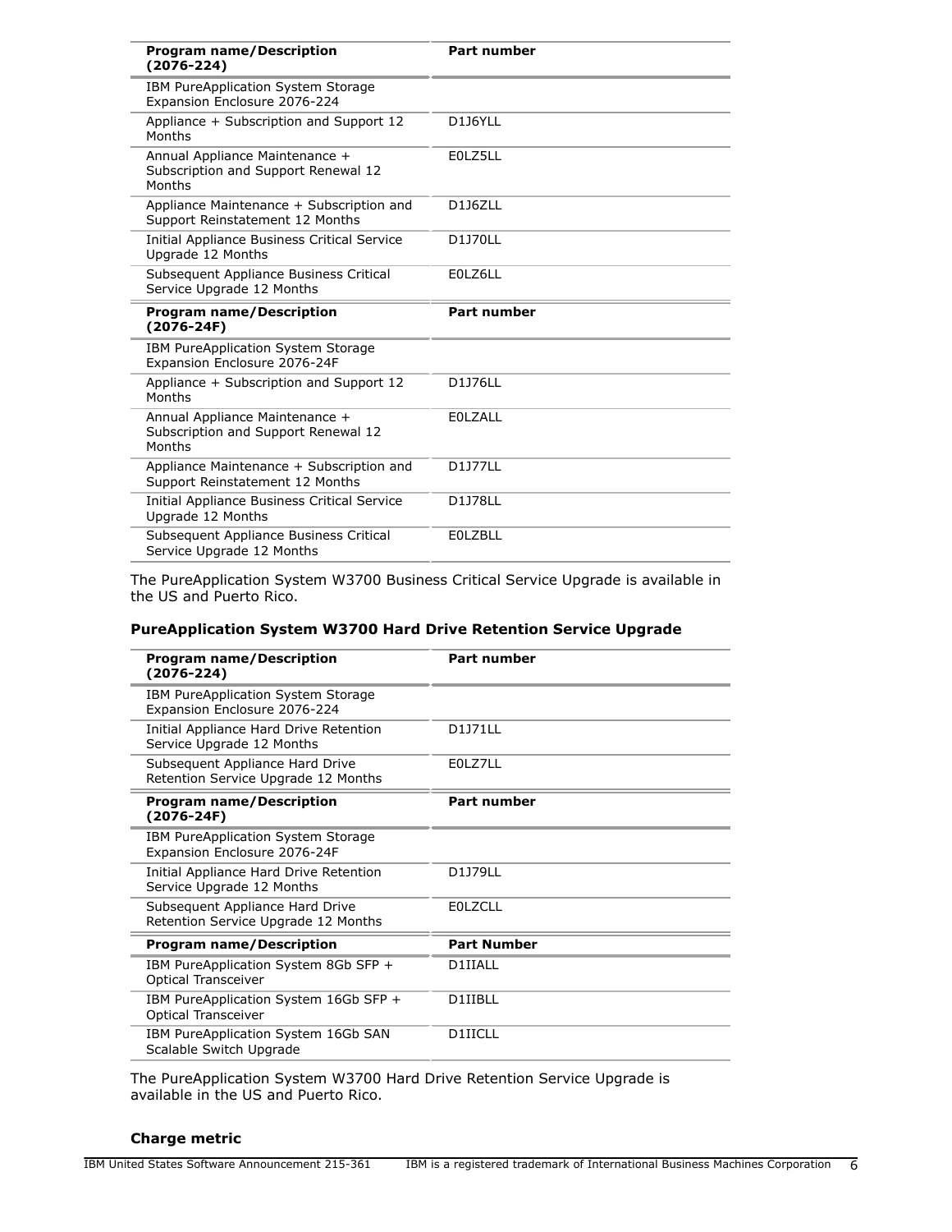| Program name/Description (2076-224) | Part number |
|---|---|
| IBM PureApplication System Storage Expansion Enclosure 2076-224 | |
| Appliance + Subscription and Support 12 Months | D1J6YLL |
| Annual Appliance Maintenance + Subscription and Support Renewal 12 Months | E0LZ5LL |
| Appliance Maintenance + Subscription and Support Reinstatement 12 Months | D1J6ZLL |
| Initial Appliance Business Critical Service Upgrade 12 Months | D1J70LL |
| Subsequent Appliance Business Critical Service Upgrade 12 Months | E0LZ6LL |

| Program name/Description (2076-24F) | Part number |
|---|---|
| IBM PureApplication System Storage Expansion Enclosure 2076-24F | |
| Appliance + Subscription and Support 12 Months | D1J76LL |
| Annual Appliance Maintenance + Subscription and Support Renewal 12 Months | E0LZALL |
| Appliance Maintenance + Subscription and Support Reinstatement 12 Months | D1J77LL |
| Initial Appliance Business Critical Service Upgrade 12 Months | D1J78LL |
| Subsequent Appliance Business Critical Service Upgrade 12 Months | E0LZBLL |

The PureApplication System W3700 Business Critical Service Upgrade is available in the US and Puerto Rico.

**PureApplication System W3700 Hard Drive Retention Service Upgrade**

| Program name/Description (2076-224) | Part number |
|---|---|
| IBM PureApplication System Storage Expansion Enclosure 2076-224 | |
| Initial Appliance Hard Drive Retention Service Upgrade 12 Months | D1J71LL |
| Subsequent Appliance Hard Drive Retention Service Upgrade 12 Months | E0LZ7LL |

| Program name/Description (2076-24F) | Part number |
|---|---|
| IBM PureApplication System Storage Expansion Enclosure 2076-24F | |
| Initial Appliance Hard Drive Retention Service Upgrade 12 Months | D1J79LL |
| Subsequent Appliance Hard Drive Retention Service Upgrade 12 Months | E0LZCLL |

| Program name/Description | Part Number |
|---|---|
| IBM PureApplication System 8Gb SFP + Optical Transceiver | D1IIALL |
| IBM PureApplication System 16Gb SFP + Optical Transceiver | D1IIBLL |
| IBM PureApplication System 16Gb SAN Scalable Switch Upgrade | D1IICLL |

The PureApplication System W3700 Hard Drive Retention Service Upgrade is available in the US and Puerto Rico.

**Charge metric**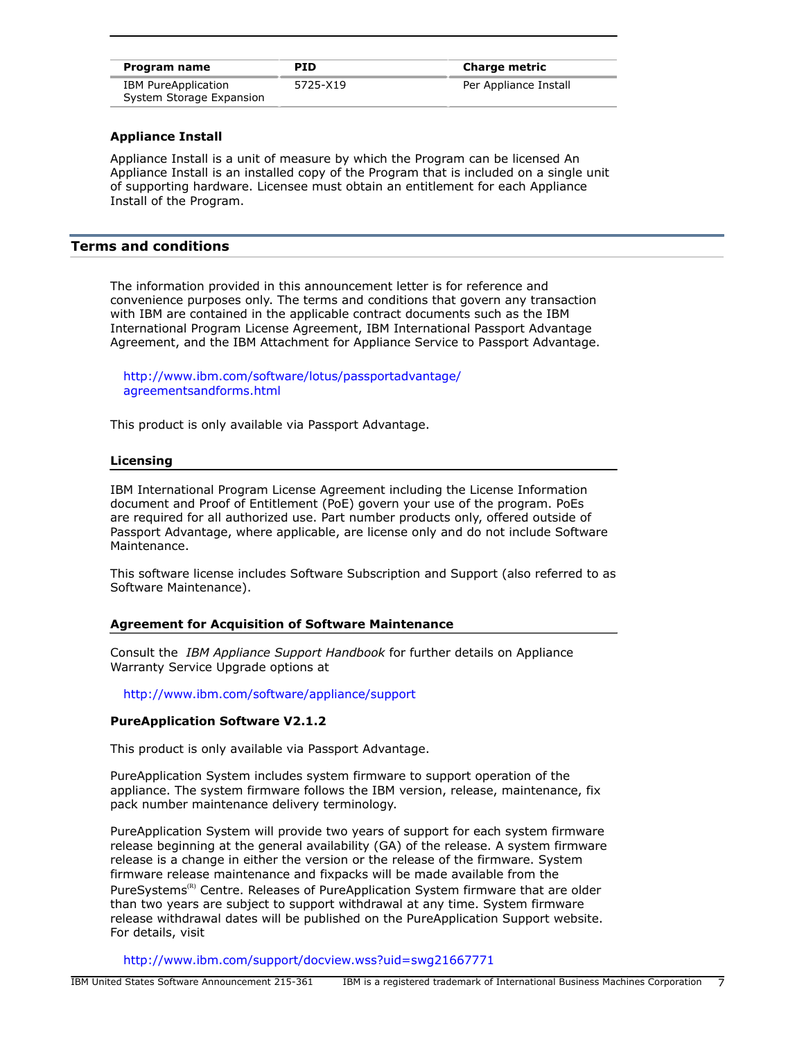| Program name | PID | Charge metric |
| --- | --- | --- |
| IBM PureApplication System Storage Expansion | 5725-X19 | Per Appliance Install |

**Appliance Install**

Appliance Install is a unit of measure by which the Program can be licensed An Appliance Install is an installed copy of the Program that is included on a single unit of supporting hardware. Licensee must obtain an entitlement for each Appliance Install of the Program.

## Terms and conditions

The information provided in this announcement letter is for reference and convenience purposes only. The terms and conditions that govern any transaction with IBM are contained in the applicable contract documents such as the IBM International Program License Agreement, IBM International Passport Advantage Agreement, and the IBM Attachment for Appliance Service to Passport Advantage.

http://www.ibm.com/software/lotus/passportadvantage/agreementsandforms.html

This product is only available via Passport Advantage.

### Licensing

IBM International Program License Agreement including the License Information document and Proof of Entitlement (PoE) govern your use of the program. PoEs are required for all authorized use. Part number products only, offered outside of Passport Advantage, where applicable, are license only and do not include Software Maintenance.

This software license includes Software Subscription and Support (also referred to as Software Maintenance).

### Agreement for Acquisition of Software Maintenance

Consult the *IBM Appliance Support Handbook* for further details on Appliance Warranty Service Upgrade options at

http://www.ibm.com/software/appliance/support

**PureApplication Software V2.1.2**

This product is only available via Passport Advantage.

PureApplication System includes system firmware to support operation of the appliance. The system firmware follows the IBM version, release, maintenance, fix pack number maintenance delivery terminology.

PureApplication System will provide two years of support for each system firmware release beginning at the general availability (GA) of the release. A system firmware release is a change in either the version or the release of the firmware. System firmware release maintenance and fixpacks will be made available from the PureSystems(R) Centre. Releases of PureApplication System firmware that are older than two years are subject to support withdrawal at any time. System firmware release withdrawal dates will be published on the PureApplication Support website. For details, visit

http://www.ibm.com/support/docview.wss?uid=swg21667771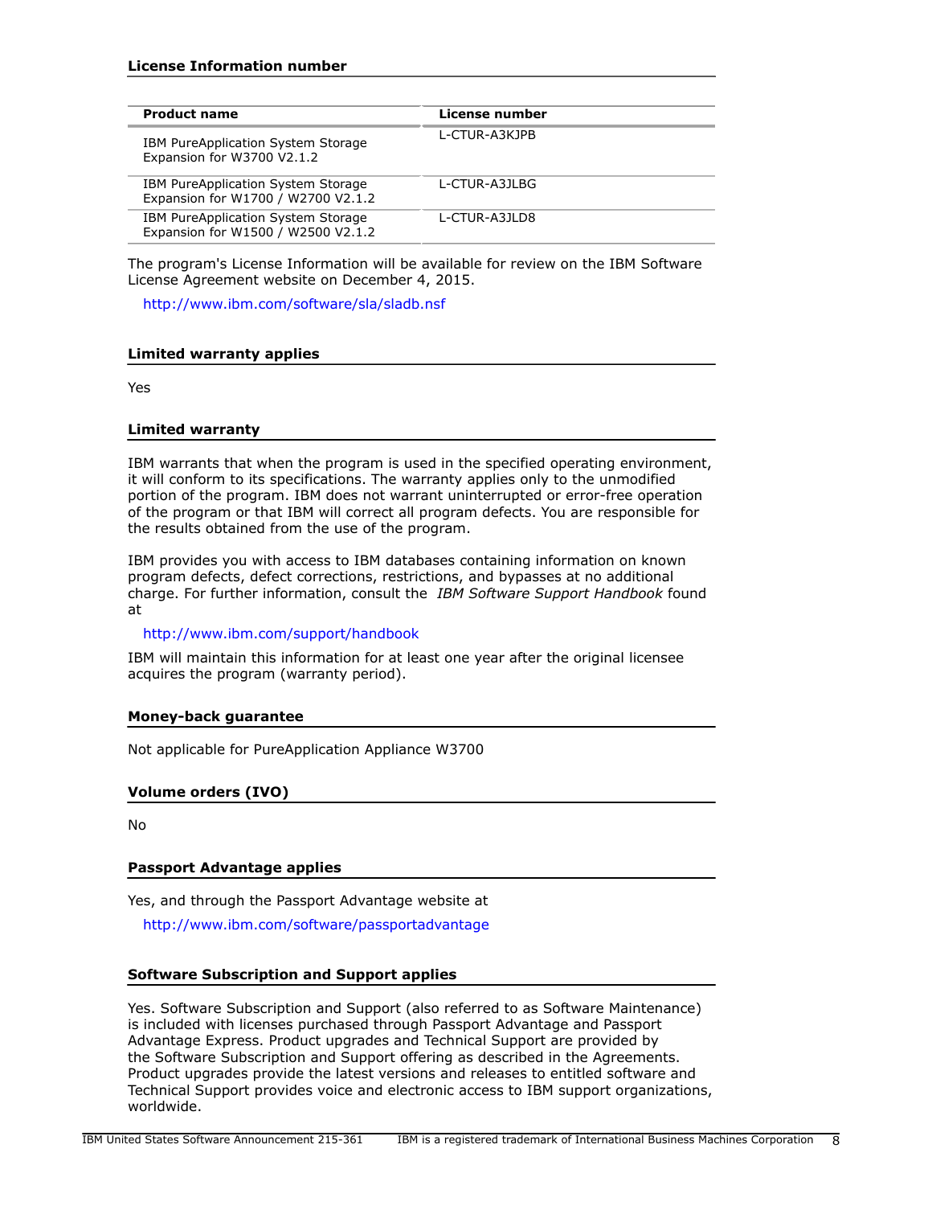### License Information number

| Product name | License number |
|---|---|
| IBM PureApplication System Storage Expansion for W3700 V2.1.2 | L-CTUR-A3KJPB |
| IBM PureApplication System Storage Expansion for W1700 / W2700 V2.1.2 | L-CTUR-A3JLBG |
| IBM PureApplication System Storage Expansion for W1500 / W2500 V2.1.2 | L-CTUR-A3JLD8 |

The program's License Information will be available for review on the IBM Software License Agreement website on December 4, 2015.

http://www.ibm.com/software/sla/sladb.nsf

### Limited warranty applies

Yes

### Limited warranty

IBM warrants that when the program is used in the specified operating environment, it will conform to its specifications. The warranty applies only to the unmodified portion of the program. IBM does not warrant uninterrupted or error-free operation of the program or that IBM will correct all program defects. You are responsible for the results obtained from the use of the program.

IBM provides you with access to IBM databases containing information on known program defects, defect corrections, restrictions, and bypasses at no additional charge. For further information, consult the *IBM Software Support Handbook* found at

http://www.ibm.com/support/handbook

IBM will maintain this information for at least one year after the original licensee acquires the program (warranty period).

### Money-back guarantee

Not applicable for PureApplication Appliance W3700

### Volume orders (IVO)

No

### Passport Advantage applies

Yes, and through the Passport Advantage website at

http://www.ibm.com/software/passportadvantage

### Software Subscription and Support applies

Yes. Software Subscription and Support (also referred to as Software Maintenance) is included with licenses purchased through Passport Advantage and Passport Advantage Express. Product upgrades and Technical Support are provided by the Software Subscription and Support offering as described in the Agreements. Product upgrades provide the latest versions and releases to entitled software and Technical Support provides voice and electronic access to IBM support organizations, worldwide.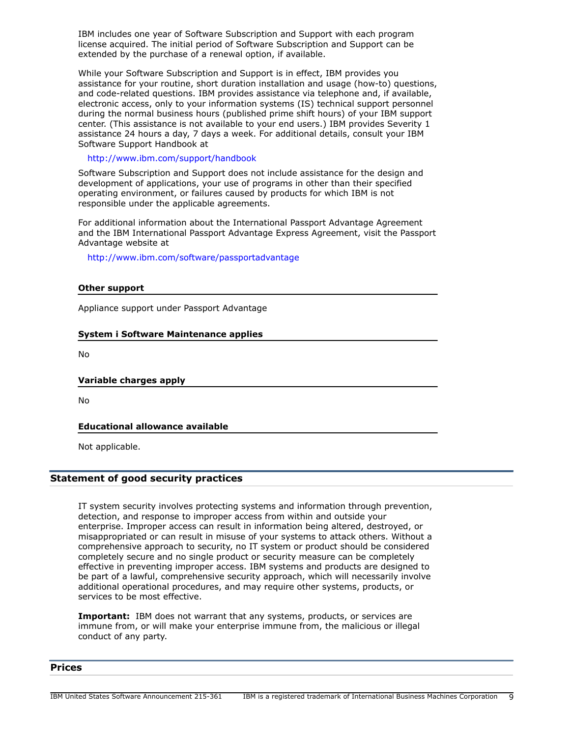IBM includes one year of Software Subscription and Support with each program license acquired. The initial period of Software Subscription and Support can be extended by the purchase of a renewal option, if available.

While your Software Subscription and Support is in effect, IBM provides you assistance for your routine, short duration installation and usage (how-to) questions, and code-related questions. IBM provides assistance via telephone and, if available, electronic access, only to your information systems (IS) technical support personnel during the normal business hours (published prime shift hours) of your IBM support center. (This assistance is not available to your end users.) IBM provides Severity 1 assistance 24 hours a day, 7 days a week. For additional details, consult your IBM Software Support Handbook at

http://www.ibm.com/support/handbook

Software Subscription and Support does not include assistance for the design and development of applications, your use of programs in other than their specified operating environment, or failures caused by products for which IBM is not responsible under the applicable agreements.

For additional information about the International Passport Advantage Agreement and the IBM International Passport Advantage Express Agreement, visit the Passport Advantage website at

http://www.ibm.com/software/passportadvantage

### Other support

Appliance support under Passport Advantage

### System i Software Maintenance applies

No

### Variable charges apply

No

### Educational allowance available

Not applicable.

## Statement of good security practices

IT system security involves protecting systems and information through prevention, detection, and response to improper access from within and outside your enterprise. Improper access can result in information being altered, destroyed, or misappropriated or can result in misuse of your systems to attack others. Without a comprehensive approach to security, no IT system or product should be considered completely secure and no single product or security measure can be completely effective in preventing improper access. IBM systems and products are designed to be part of a lawful, comprehensive security approach, which will necessarily involve additional operational procedures, and may require other systems, products, or services to be most effective.

**Important:** IBM does not warrant that any systems, products, or services are immune from, or will make your enterprise immune from, the malicious or illegal conduct of any party.

## Prices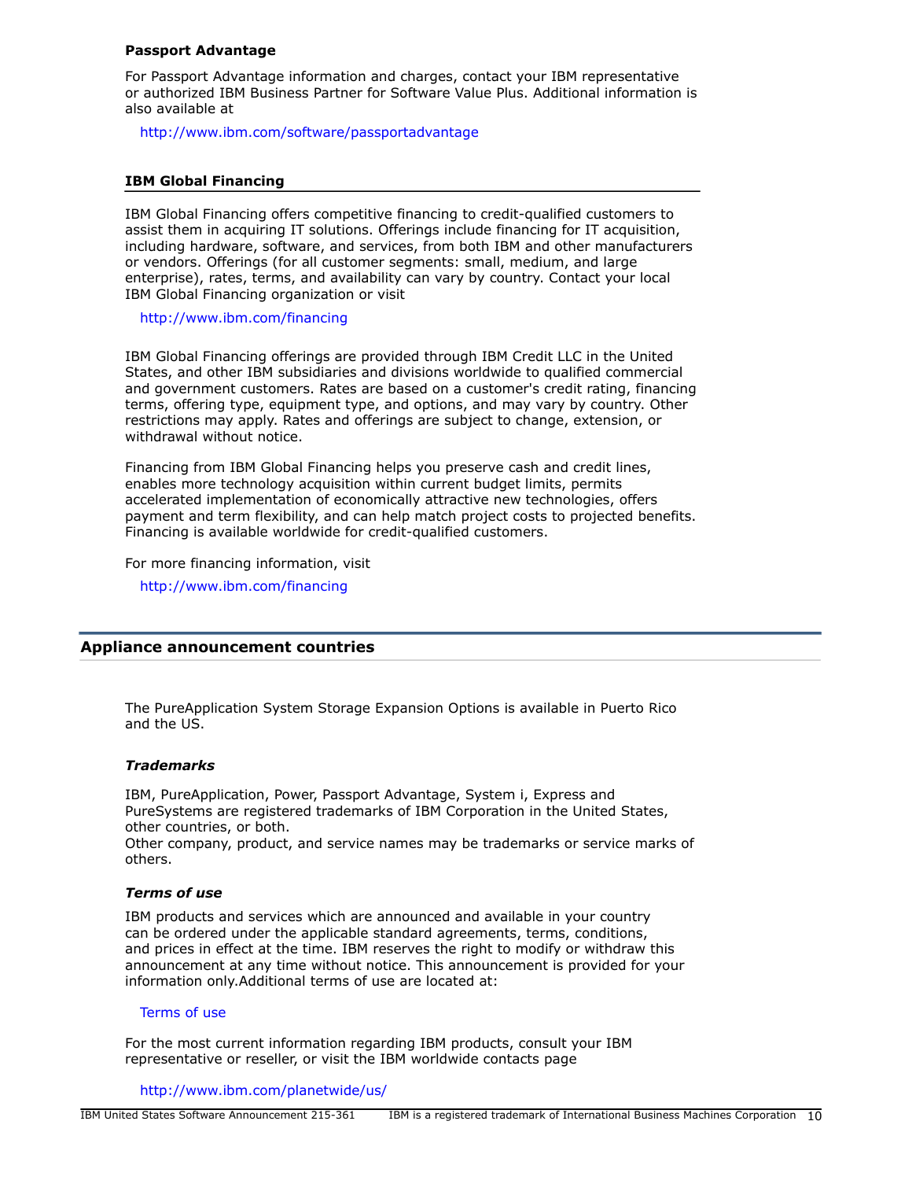### Passport Advantage

For Passport Advantage information and charges, contact your IBM representative or authorized IBM Business Partner for Software Value Plus. Additional information is also available at

http://www.ibm.com/software/passportadvantage

### IBM Global Financing

IBM Global Financing offers competitive financing to credit-qualified customers to assist them in acquiring IT solutions. Offerings include financing for IT acquisition, including hardware, software, and services, from both IBM and other manufacturers or vendors. Offerings (for all customer segments: small, medium, and large enterprise), rates, terms, and availability can vary by country. Contact your local IBM Global Financing organization or visit

http://www.ibm.com/financing

IBM Global Financing offerings are provided through IBM Credit LLC in the United States, and other IBM subsidiaries and divisions worldwide to qualified commercial and government customers. Rates are based on a customer's credit rating, financing terms, offering type, equipment type, and options, and may vary by country. Other restrictions may apply. Rates and offerings are subject to change, extension, or withdrawal without notice.

Financing from IBM Global Financing helps you preserve cash and credit lines, enables more technology acquisition within current budget limits, permits accelerated implementation of economically attractive new technologies, offers payment and term flexibility, and can help match project costs to projected benefits. Financing is available worldwide for credit-qualified customers.

For more financing information, visit

http://www.ibm.com/financing

## Appliance announcement countries

The PureApplication System Storage Expansion Options is available in Puerto Rico and the US.

### *Trademarks*

IBM, PureApplication, Power, Passport Advantage, System i, Express and PureSystems are registered trademarks of IBM Corporation in the United States, other countries, or both.
Other company, product, and service names may be trademarks or service marks of others.

### *Terms of use*

IBM products and services which are announced and available in your country can be ordered under the applicable standard agreements, terms, conditions, and prices in effect at the time. IBM reserves the right to modify or withdraw this announcement at any time without notice. This announcement is provided for your information only.Additional terms of use are located at:

Terms of use

For the most current information regarding IBM products, consult your IBM representative or reseller, or visit the IBM worldwide contacts page

http://www.ibm.com/planetwide/us/